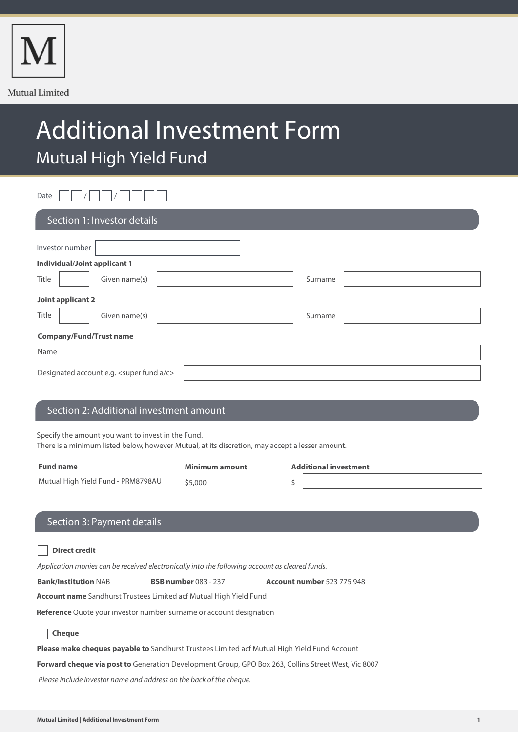Mutual Limited

# Additional Investment Form

## Mutual High Yield Fund

Date __ __ / __ __ / __ __ __ __

## Section 1: Investor details

Investor number

**Individual/Joint applicant 1**

Title  Given name(s)  Surname

**Joint applicant 2**

Title  Given name(s)  Surname

**Company/Fund/Trust name**

Name

Designated account e.g. <super fund a/c>

## Section 2: Additional investment amount

Specify the amount you want to invest in the Fund.
There is a minimum listed below, however Mutual, at its discretion, may accept a lesser amount.

| Fund name | Minimum amount | Additional investment |
| --- | --- | --- |
| Mutual High Yield Fund - PRM8798AU | $5,000 | $ |

## Section 3: Payment details

☐ **Direct credit**

*Application monies can be received electronically into the following account as cleared funds.*

**Bank/Institution** NAB **BSB number** 083 - 237 **Account number** 523 775 948

**Account name** Sandhurst Trustees Limited acf Mutual High Yield Fund

**Reference** Quote your investor number, surname or account designation

☐ **Cheque**

**Please make cheques payable to** Sandhurst Trustees Limited acf Mutual High Yield Fund Account

**Forward cheque via post to** Generation Development Group, GPO Box 263, Collins Street West, Vic 8007

*Please include investor name and address on the back of the cheque.*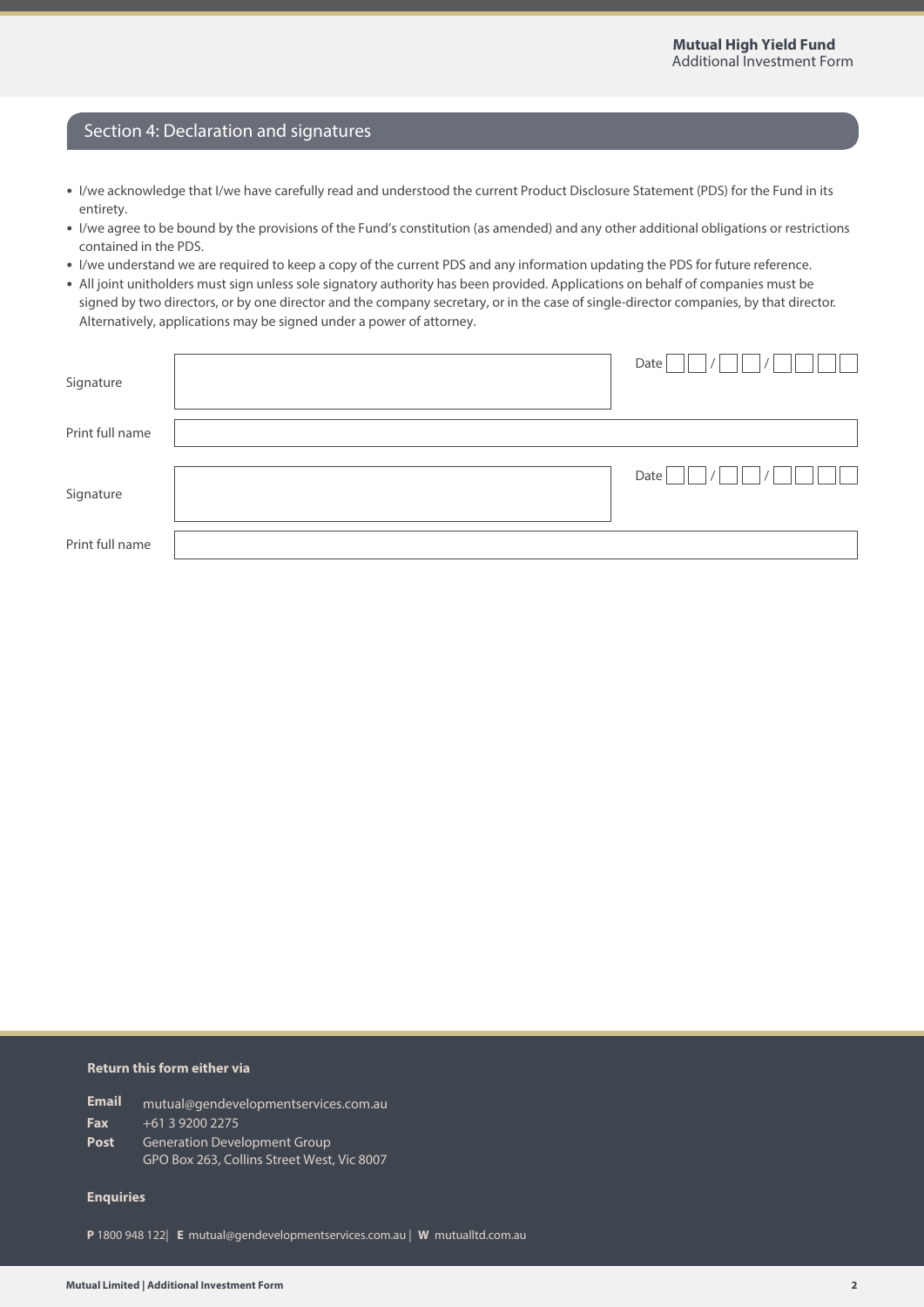## Section 4: Declaration and signatures

- I/we acknowledge that I/we have carefully read and understood the current Product Disclosure Statement (PDS) for the Fund in its entirety.
- I/we agree to be bound by the provisions of the Fund's constitution (as amended) and any other additional obligations or restrictions contained in the PDS.
- I/we understand we are required to keep a copy of the current PDS and any information updating the PDS for future reference.
- All joint unitholders must sign unless sole signatory authority has been provided. Applications on behalf of companies must be signed by two directors, or by one director and the company secretary, or in the case of single-director companies, by that director. Alternatively, applications may be signed under a power of attorney.

| | | |
|---|---|---|
| Signature | | Date __ __ / __ __ / __ __ __ __ |
| Print full name | | |
| Signature | | Date __ __ / __ __ / __ __ __ __ |
| Print full name | | |

**Return this form either via**

**Email** mutual@gendevelopmentservices.com.au
**Fax** +61 3 9200 2275
**Post** Generation Development Group
GPO Box 263, Collins Street West, Vic 8007

**Enquiries**

**P** 1800 948 122| **E** mutual@gendevelopmentservices.com.au | **W** mutualltd.com.au